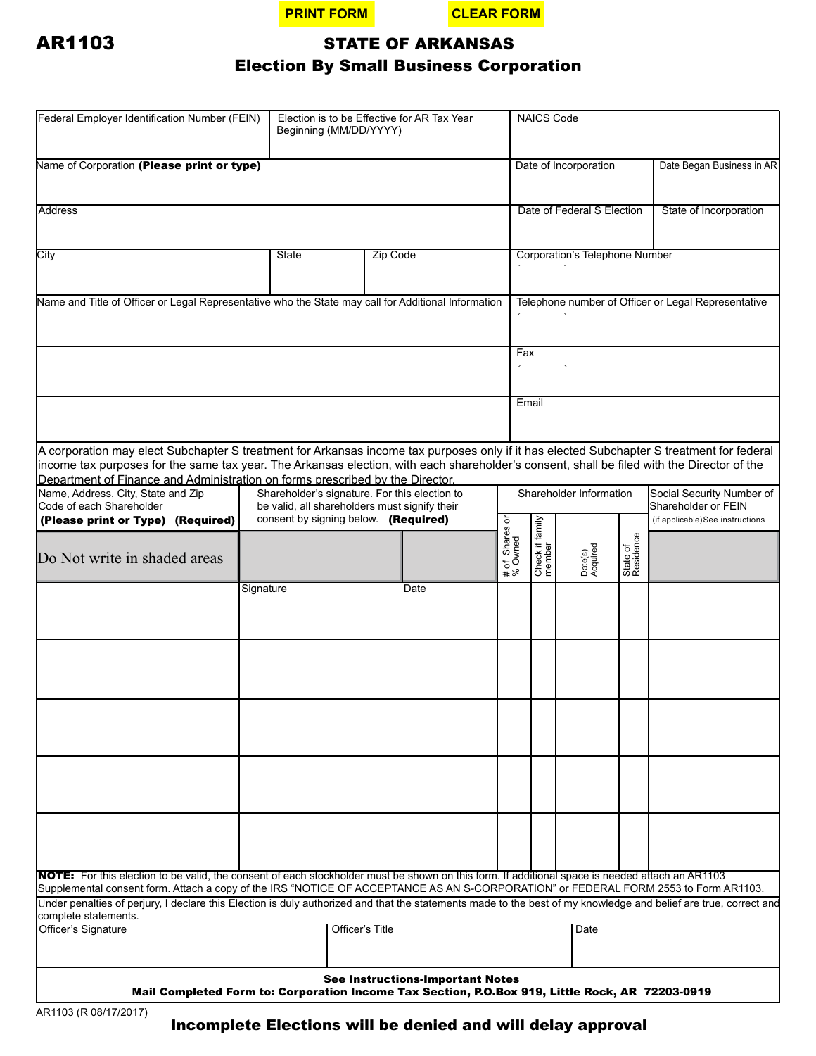PRINT FORM    CLEAR FORM

**AR1103**

# STATE OF ARKANSAS
## Election By Small Business Corporation

| Federal Employer Identification Number (FEIN) | Election is to be Effective for AR Tax Year Beginning (MM/DD/YYYY) | NAICS Code | |
|---|---|---|---|
| Name of Corporation **(Please print or type)** | | Date of Incorporation | Date Began Business in AR |
| Address | | Date of Federal S Election | State of Incorporation |
| City | State / Zip Code | Corporation's Telephone Number | |
| Name and Title of Officer or Legal Representative who the State may call for Additional Information | | Telephone number of Officer or Legal Representative | |
| | | Fax | |
| | | Email | |

A corporation may elect Subchapter S treatment for Arkansas income tax purposes only if it has elected Subchapter S treatment for federal income tax purposes for the same tax year. The Arkansas election, with each shareholder's consent, shall be filed with the Director of the Department of Finance and Administration on forms prescribed by the Director.

| Name, Address, City, State and Zip Code of each Shareholder **(Please print or Type) (Required)** | Shareholder's signature. For this election to be valid, all shareholders must signify their consent by signing below. **(Required)** | | Shareholder Information | | | | Social Security Number of Shareholder or FEIN (if applicable) See instructions |
|---|---|---|---|---|---|---|---|
| Do Not write in shaded areas | | | # of Shares or % Owned | Check if family member | Date(s) Acquired | State of Residence | |
| | Signature | Date | | | | | |
| | | | | | | | |
| | | | | | | | |
| | | | | | | | |
| | | | | | | | |

**NOTE:** For this election to be valid, the consent of each stockholder must be shown on this form. If additional space is needed attach an AR1103 Supplemental consent form. Attach a copy of the IRS "NOTICE OF ACCEPTANCE AS AN S-CORPORATION" or FEDERAL FORM 2553 to Form AR1103.

Under penalties of perjury, I declare this Election is duly authorized and that the statements made to the best of my knowledge and belief are true, correct and complete statements.

| Officer's Signature | Officer's Title | Date |
|---|---|---|
| | | |

**See Instructions-Important Notes**

**Mail Completed Form to: Corporation Income Tax Section, P.O.Box 919, Little Rock, AR 72203-0919**

AR1103 (R 08/17/2017)

**Incomplete Elections will be denied and will delay approval**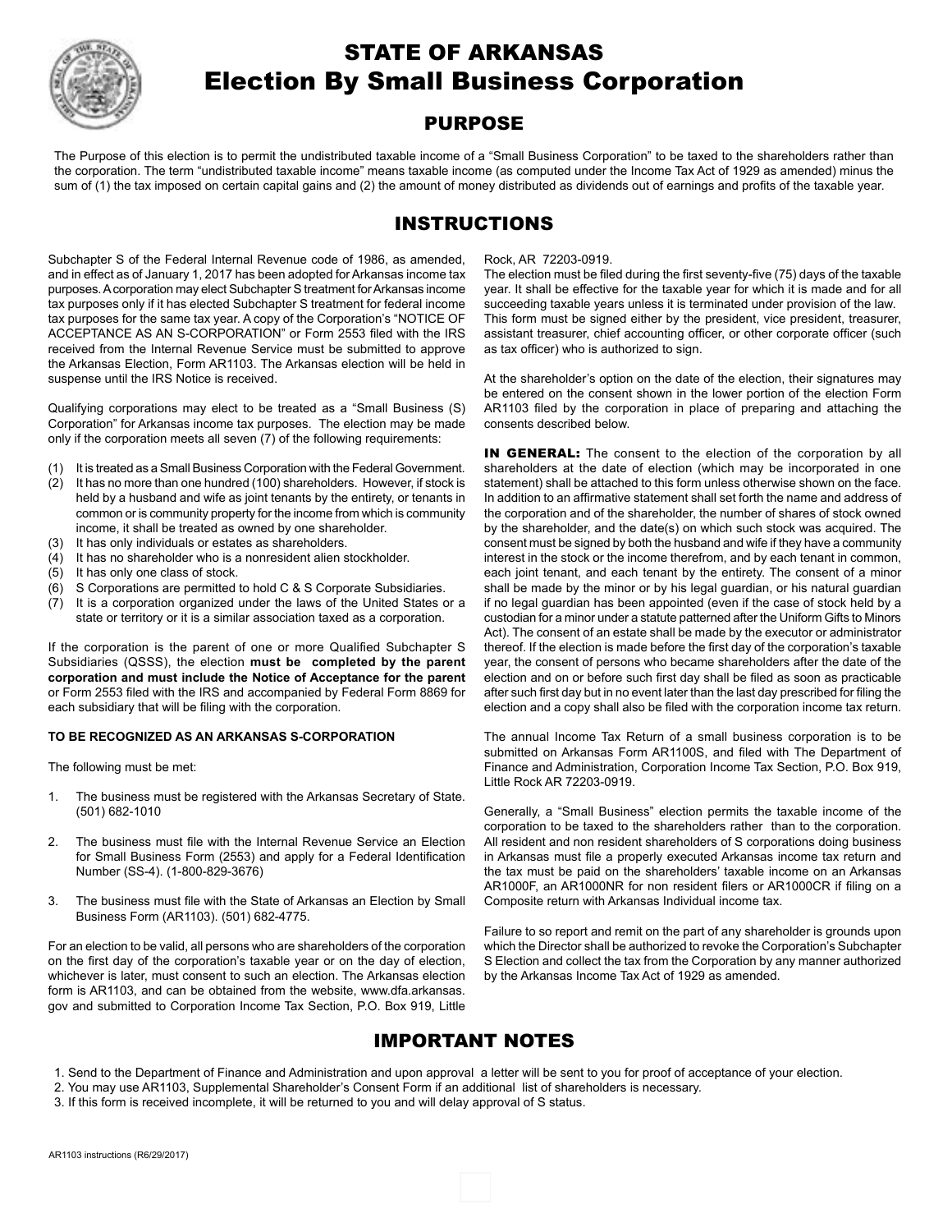# STATE OF ARKANSAS
# Election By Small Business Corporation

## PURPOSE

The Purpose of this election is to permit the undistributed taxable income of a "Small Business Corporation" to be taxed to the shareholders rather than the corporation. The term "undistributed taxable income" means taxable income (as computed under the Income Tax Act of 1929 as amended) minus the sum of (1) the tax imposed on certain capital gains and (2) the amount of money distributed as dividends out of earnings and profits of the taxable year.

## INSTRUCTIONS

Subchapter S of the Federal Internal Revenue code of 1986, as amended, and in effect as of January 1, 2017 has been adopted for Arkansas income tax purposes. A corporation may elect Subchapter S treatment for Arkansas income tax purposes only if it has elected Subchapter S treatment for federal income tax purposes for the same tax year. A copy of the Corporation's "NOTICE OF ACCEPTANCE AS AN S-CORPORATION" or Form 2553 filed with the IRS received from the Internal Revenue Service must be submitted to approve the Arkansas Election, Form AR1103. The Arkansas election will be held in suspense until the IRS Notice is received.

Qualifying corporations may elect to be treated as a "Small Business (S) Corporation" for Arkansas income tax purposes. The election may be made only if the corporation meets all seven (7) of the following requirements:

(1) It is treated as a Small Business Corporation with the Federal Government.
(2) It has no more than one hundred (100) shareholders. However, if stock is held by a husband and wife as joint tenants by the entirety, or tenants in common or is community property for the income from which is community income, it shall be treated as owned by one shareholder.
(3) It has only individuals or estates as shareholders.
(4) It has no shareholder who is a nonresident alien stockholder.
(5) It has only one class of stock.
(6) S Corporations are permitted to hold C & S Corporate Subsidiaries.
(7) It is a corporation organized under the laws of the United States or a state or territory or it is a similar association taxed as a corporation.

If the corporation is the parent of one or more Qualified Subchapter S Subsidiaries (QSSS), the election **must be completed by the parent corporation and must include the Notice of Acceptance for the parent** or Form 2553 filed with the IRS and accompanied by Federal Form 8869 for each subsidiary that will be filing with the corporation.

**TO BE RECOGNIZED AS AN ARKANSAS S-CORPORATION**

The following must be met:

1. The business must be registered with the Arkansas Secretary of State. (501) 682-1010
2. The business must file with the Internal Revenue Service an Election for Small Business Form (2553) and apply for a Federal Identification Number (SS-4). (1-800-829-3676)
3. The business must file with the State of Arkansas an Election by Small Business Form (AR1103). (501) 682-4775.

For an election to be valid, all persons who are shareholders of the corporation on the first day of the corporation's taxable year or on the day of election, whichever is later, must consent to such an election. The Arkansas election form is AR1103, and can be obtained from the website, www.dfa.arkansas.gov and submitted to Corporation Income Tax Section, P.O. Box 919, Little Rock, AR 72203-0919.

The election must be filed during the first seventy-five (75) days of the taxable year. It shall be effective for the taxable year for which it is made and for all succeeding taxable years unless it is terminated under provision of the law. This form must be signed either by the president, vice president, treasurer, assistant treasurer, chief accounting officer, or other corporate officer (such as tax officer) who is authorized to sign.

At the shareholder's option on the date of the election, their signatures may be entered on the consent shown in the lower portion of the election Form AR1103 filed by the corporation in place of preparing and attaching the consents described below.

**IN GENERAL:** The consent to the election of the corporation by all shareholders at the date of election (which may be incorporated in one statement) shall be attached to this form unless otherwise shown on the face. In addition to an affirmative statement shall set forth the name and address of the corporation and of the shareholder, the number of shares of stock owned by the shareholder, and the date(s) on which such stock was acquired. The consent must be signed by both the husband and wife if they have a community interest in the stock or the income therefrom, and by each tenant in common, each joint tenant, and each tenant by the entirety. The consent of a minor shall be made by the minor or by his legal guardian, or his natural guardian if no legal guardian has been appointed (even if the case of stock held by a custodian for a minor under a statute patterned after the Uniform Gifts to Minors Act). The consent of an estate shall be made by the executor or administrator thereof. If the election is made before the first day of the corporation's taxable year, the consent of persons who became shareholders after the date of the election and on or before such first day shall be filed as soon as practicable after such first day but in no event later than the last day prescribed for filing the election and a copy shall also be filed with the corporation income tax return.

The annual Income Tax Return of a small business corporation is to be submitted on Arkansas Form AR1100S, and filed with The Department of Finance and Administration, Corporation Income Tax Section, P.O. Box 919, Little Rock AR 72203-0919.

Generally, a "Small Business" election permits the taxable income of the corporation to be taxed to the shareholders rather than to the corporation. All resident and non resident shareholders of S corporations doing business in Arkansas must file a properly executed Arkansas income tax return and the tax must be paid on the shareholders' taxable income on an Arkansas AR1000F, an AR1000NR for non resident filers or AR1000CR if filing on a Composite return with Arkansas Individual income tax.

Failure to so report and remit on the part of any shareholder is grounds upon which the Director shall be authorized to revoke the Corporation's Subchapter S Election and collect the tax from the Corporation by any manner authorized by the Arkansas Income Tax Act of 1929 as amended.

## IMPORTANT NOTES

1. Send to the Department of Finance and Administration and upon approval a letter will be sent to you for proof of acceptance of your election.
2. You may use AR1103, Supplemental Shareholder's Consent Form if an additional list of shareholders is necessary.
3. If this form is received incomplete, it will be returned to you and will delay approval of S status.

AR1103 instructions (R6/29/2017)